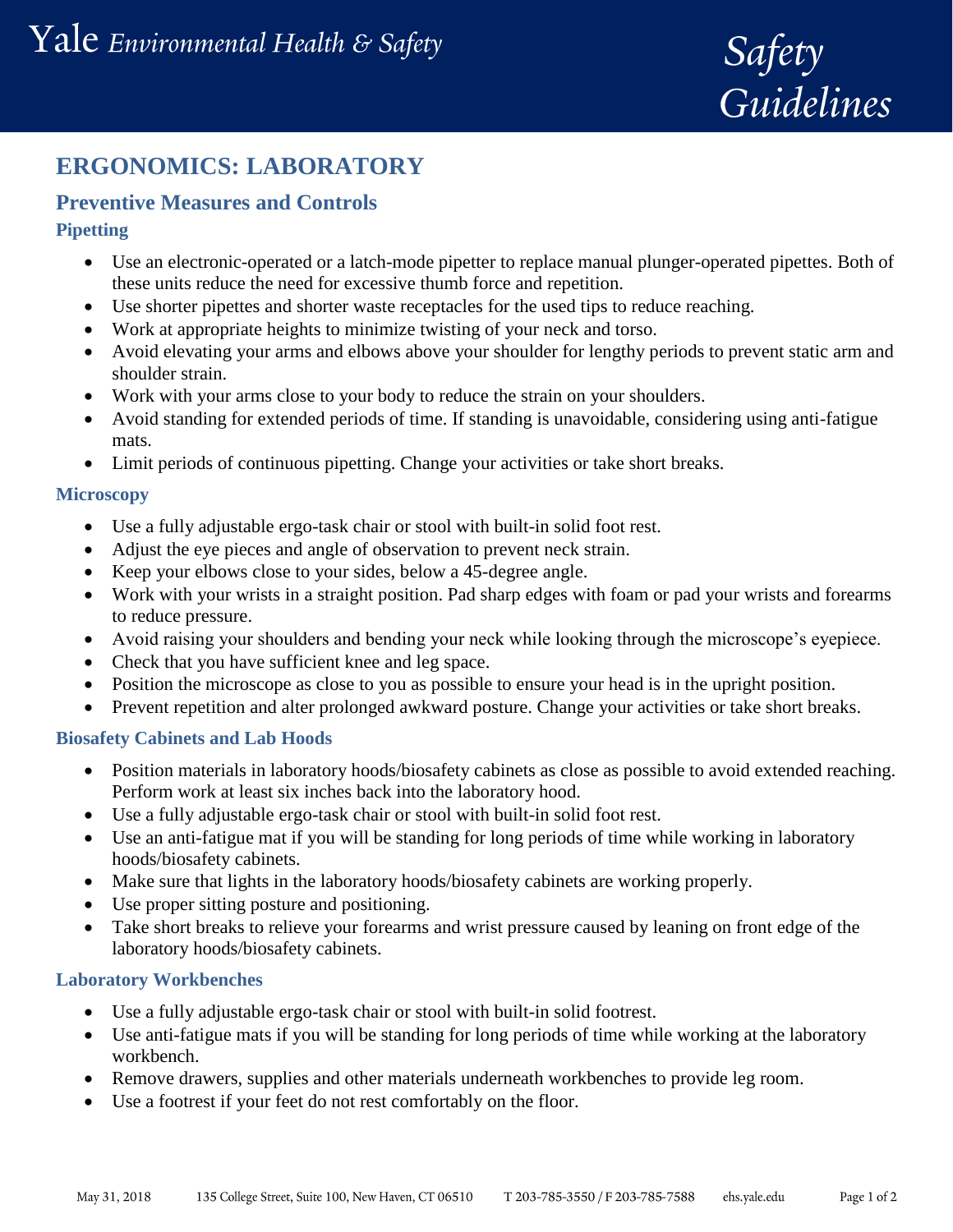# Yale *Environmental Health & Safety*

*Safety Guidelines*

## ERGONOMICS: LABORATORY

### Preventive Measures and Controls

#### Pipetting

- Use an electronic-operated or a latch-mode pipetter to replace manual plunger-operated pipettes. Both of these units reduce the need for excessive thumb force and repetition.
- Use shorter pipettes and shorter waste receptacles for the used tips to reduce reaching.
- Work at appropriate heights to minimize twisting of your neck and torso.
- Avoid elevating your arms and elbows above your shoulder for lengthy periods to prevent static arm and shoulder strain.
- Work with your arms close to your body to reduce the strain on your shoulders.
- Avoid standing for extended periods of time. If standing is unavoidable, considering using anti-fatigue mats.
- Limit periods of continuous pipetting. Change your activities or take short breaks.

#### Microscopy

- Use a fully adjustable ergo-task chair or stool with built-in solid foot rest.
- Adjust the eye pieces and angle of observation to prevent neck strain.
- Keep your elbows close to your sides, below a 45-degree angle.
- Work with your wrists in a straight position. Pad sharp edges with foam or pad your wrists and forearms to reduce pressure.
- Avoid raising your shoulders and bending your neck while looking through the microscope's eyepiece.
- Check that you have sufficient knee and leg space.
- Position the microscope as close to you as possible to ensure your head is in the upright position.
- Prevent repetition and alter prolonged awkward posture. Change your activities or take short breaks.

#### Biosafety Cabinets and Lab Hoods

- Position materials in laboratory hoods/biosafety cabinets as close as possible to avoid extended reaching. Perform work at least six inches back into the laboratory hood.
- Use a fully adjustable ergo-task chair or stool with built-in solid foot rest.
- Use an anti-fatigue mat if you will be standing for long periods of time while working in laboratory hoods/biosafety cabinets.
- Make sure that lights in the laboratory hoods/biosafety cabinets are working properly.
- Use proper sitting posture and positioning.
- Take short breaks to relieve your forearms and wrist pressure caused by leaning on front edge of the laboratory hoods/biosafety cabinets.

#### Laboratory Workbenches

- Use a fully adjustable ergo-task chair or stool with built-in solid footrest.
- Use anti-fatigue mats if you will be standing for long periods of time while working at the laboratory workbench.
- Remove drawers, supplies and other materials underneath workbenches to provide leg room.
- Use a footrest if your feet do not rest comfortably on the floor.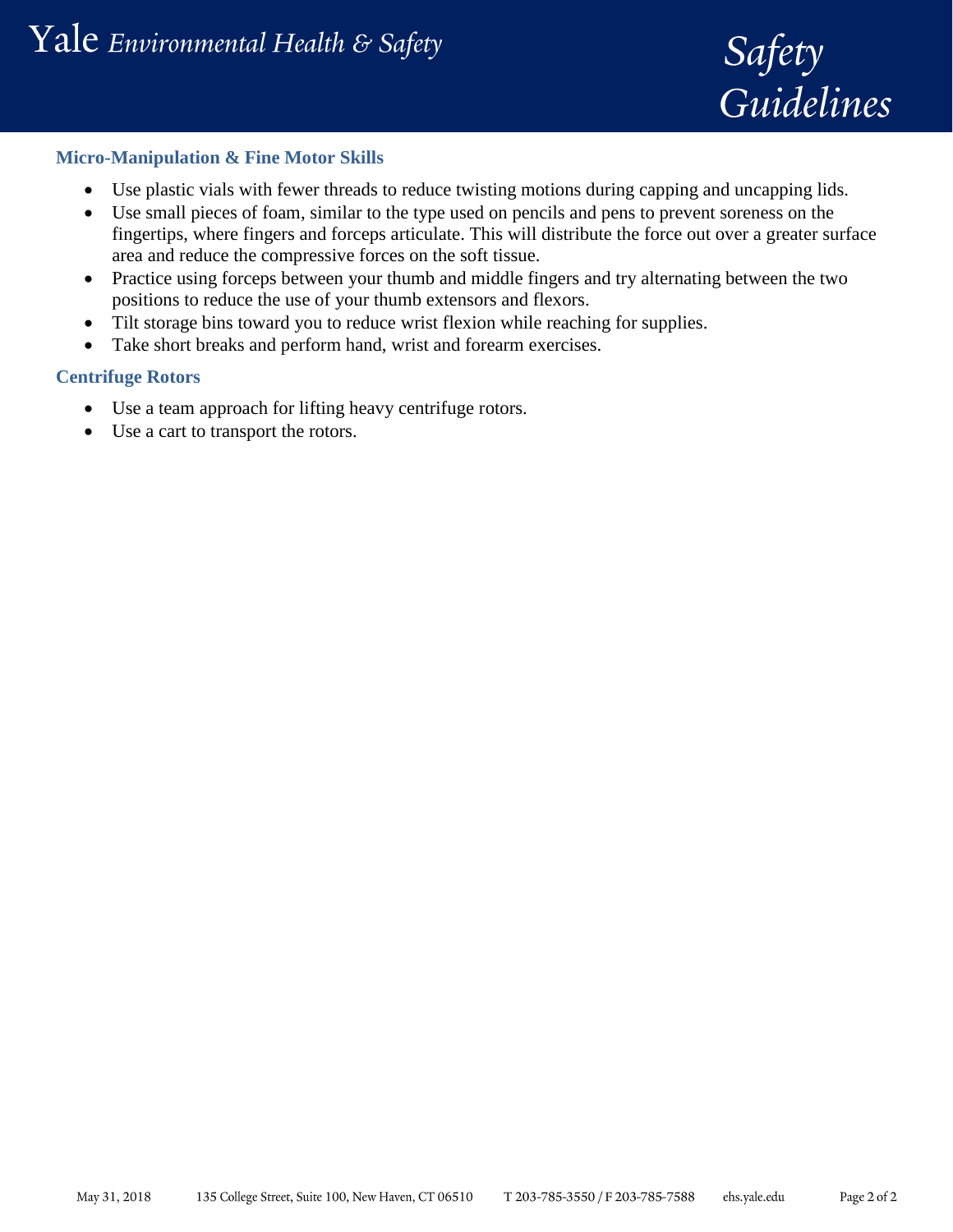### Micro-Manipulation & Fine Motor Skills

- Use plastic vials with fewer threads to reduce twisting motions during capping and uncapping lids.
- Use small pieces of foam, similar to the type used on pencils and pens to prevent soreness on the fingertips, where fingers and forceps articulate. This will distribute the force out over a greater surface area and reduce the compressive forces on the soft tissue.
- Practice using forceps between your thumb and middle fingers and try alternating between the two positions to reduce the use of your thumb extensors and flexors.
- Tilt storage bins toward you to reduce wrist flexion while reaching for supplies.
- Take short breaks and perform hand, wrist and forearm exercises.

### Centrifuge Rotors

- Use a team approach for lifting heavy centrifuge rotors.
- Use a cart to transport the rotors.